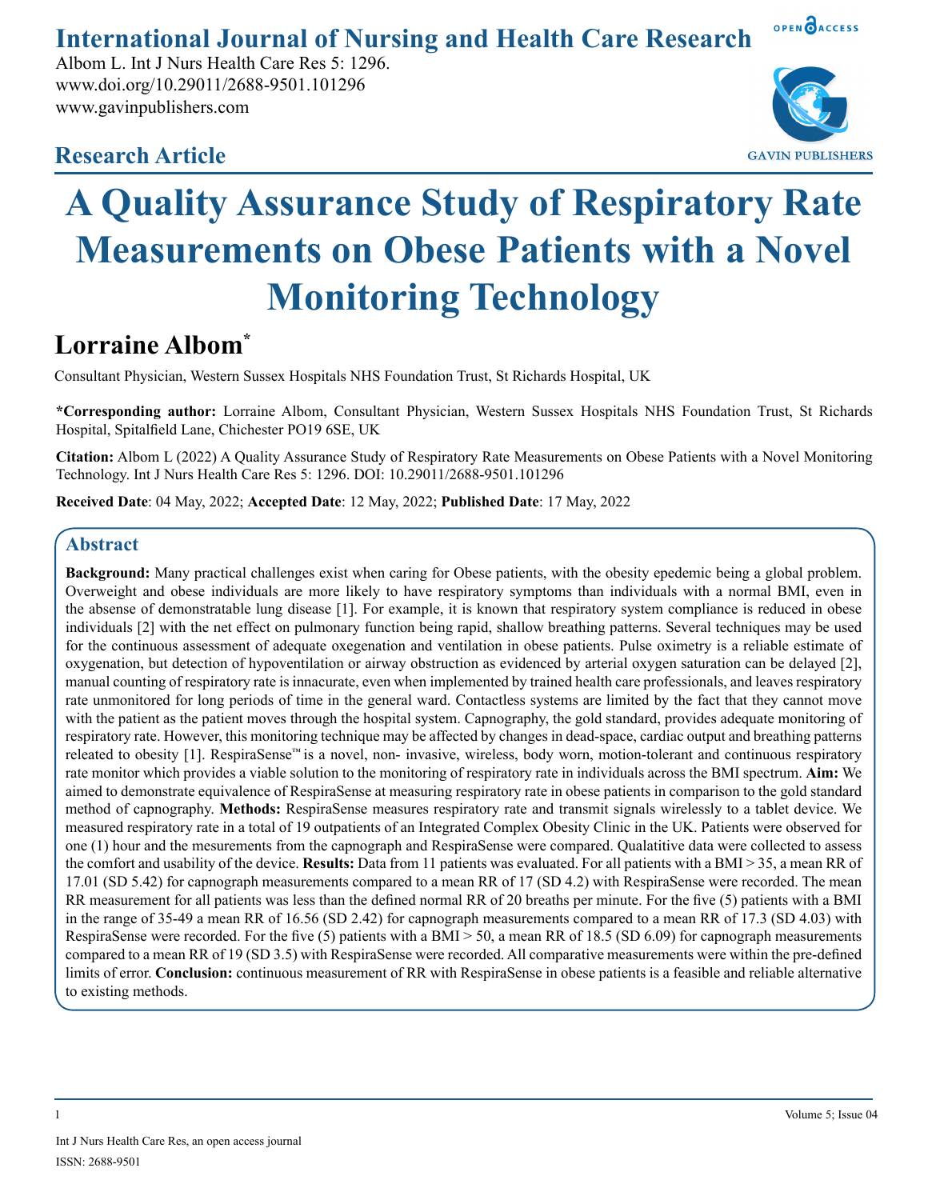# International Journal of Nursing and Health Care Research

Albom L. Int J Nurs Health Care Res 5: 1296.
www.doi.org/10.29011/2688-9501.101296
www.gavinpublishers.com

## Research Article

# A Quality Assurance Study of Respiratory Rate Measurements on Obese Patients with a Novel Monitoring Technology

## Lorraine Albom*

Consultant Physician, Western Sussex Hospitals NHS Foundation Trust, St Richards Hospital, UK

**\*Corresponding author:** Lorraine Albom, Consultant Physician, Western Sussex Hospitals NHS Foundation Trust, St Richards Hospital, Spitalfield Lane, Chichester PO19 6SE, UK

**Citation:** Albom L (2022) A Quality Assurance Study of Respiratory Rate Measurements on Obese Patients with a Novel Monitoring Technology. Int J Nurs Health Care Res 5: 1296. DOI: 10.29011/2688-9501.101296

**Received Date**: 04 May, 2022; **Accepted Date**: 12 May, 2022; **Published Date**: 17 May, 2022

## Abstract

**Background:** Many practical challenges exist when caring for Obese patients, with the obesity epedemic being a global problem. Overweight and obese individuals are more likely to have respiratory symptoms than individuals with a normal BMI, even in the absense of demonstratable lung disease [1]. For example, it is known that respiratory system compliance is reduced in obese individuals [2] with the net effect on pulmonary function being rapid, shallow breathing patterns. Several techniques may be used for the continuous assessment of adequate oxegenation and ventilation in obese patients. Pulse oximetry is a reliable estimate of oxygenation, but detection of hypoventilation or airway obstruction as evidenced by arterial oxygen saturation can be delayed [2], manual counting of respiratory rate is innacurate, even when implemented by trained health care professionals, and leaves respiratory rate unmonitored for long periods of time in the general ward. Contactless systems are limited by the fact that they cannot move with the patient as the patient moves through the hospital system. Capnography, the gold standard, provides adequate monitoring of respiratory rate. However, this monitoring technique may be affected by changes in dead-space, cardiac output and breathing patterns releated to obesity [1]. RespiraSense™ is a novel, non- invasive, wireless, body worn, motion-tolerant and continuous respiratory rate monitor which provides a viable solution to the monitoring of respiratory rate in individuals across the BMI spectrum. **Aim:** We aimed to demonstrate equivalence of RespiraSense at measuring respiratory rate in obese patients in comparison to the gold standard method of capnography. **Methods:** RespiraSense measures respiratory rate and transmit signals wirelessly to a tablet device. We measured respiratory rate in a total of 19 outpatients of an Integrated Complex Obesity Clinic in the UK. Patients were observed for one (1) hour and the mesurements from the capnograph and RespiraSense were compared. Qualatitive data were collected to assess the comfort and usability of the device. **Results:** Data from 11 patients was evaluated. For all patients with a BMI > 35, a mean RR of 17.01 (SD 5.42) for capnograph measurements compared to a mean RR of 17 (SD 4.2) with RespiraSense were recorded. The mean RR measurement for all patients was less than the defined normal RR of 20 breaths per minute. For the five (5) patients with a BMI in the range of 35-49 a mean RR of 16.56 (SD 2.42) for capnograph measurements compared to a mean RR of 17.3 (SD 4.03) with RespiraSense were recorded. For the five (5) patients with a BMI > 50, a mean RR of 18.5 (SD 6.09) for capnograph measurements compared to a mean RR of 19 (SD 3.5) with RespiraSense were recorded. All comparative measurements were within the pre-defined limits of error. **Conclusion:** continuous measurement of RR with RespiraSense in obese patients is a feasible and reliable alternative to existing methods.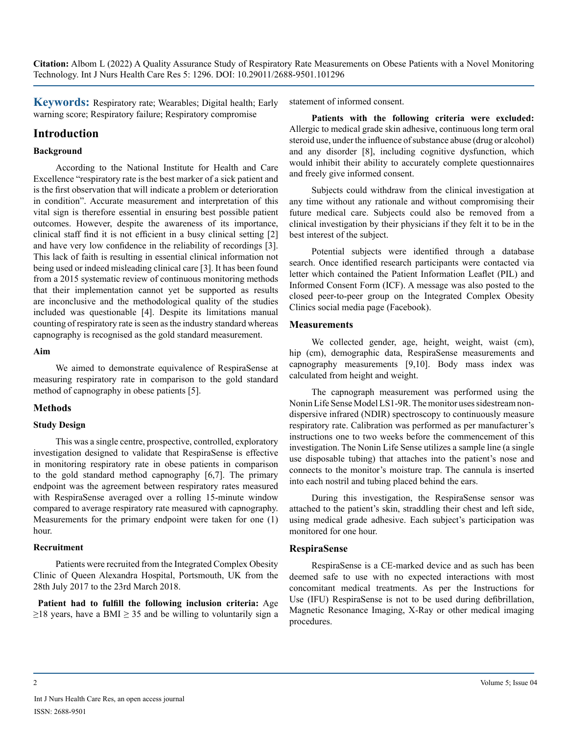**Keywords:** Respiratory rate; Wearables; Digital health; Early warning score; Respiratory failure; Respiratory compromise

## Introduction

### Background

According to the National Institute for Health and Care Excellence "respiratory rate is the best marker of a sick patient and is the first observation that will indicate a problem or deterioration in condition". Accurate measurement and interpretation of this vital sign is therefore essential in ensuring best possible patient outcomes. However, despite the awareness of its importance, clinical staff find it is not efficient in a busy clinical setting [2] and have very low confidence in the reliability of recordings [3]. This lack of faith is resulting in essential clinical information not being used or indeed misleading clinical care [3]. It has been found from a 2015 systematic review of continuous monitoring methods that their implementation cannot yet be supported as results are inconclusive and the methodological quality of the studies included was questionable [4]. Despite its limitations manual counting of respiratory rate is seen as the industry standard whereas capnography is recognised as the gold standard measurement.

### Aim

We aimed to demonstrate equivalence of RespiraSense at measuring respiratory rate in comparison to the gold standard method of capnography in obese patients [5].

## Methods

### Study Design

This was a single centre, prospective, controlled, exploratory investigation designed to validate that RespiraSense is effective in monitoring respiratory rate in obese patients in comparison to the gold standard method capnography [6,7]. The primary endpoint was the agreement between respiratory rates measured with RespiraSense averaged over a rolling 15-minute window compared to average respiratory rate measured with capnography. Measurements for the primary endpoint were taken for one (1) hour.

### Recruitment

Patients were recruited from the Integrated Complex Obesity Clinic of Queen Alexandra Hospital, Portsmouth, UK from the 28th July 2017 to the 23rd March 2018.

**Patient had to fulfill the following inclusion criteria:** Age $\geq$18 years, have a BMI $\geq$ 35 and be willing to voluntarily sign a statement of informed consent.

**Patients with the following criteria were excluded:** Allergic to medical grade skin adhesive, continuous long term oral steroid use, under the influence of substance abuse (drug or alcohol) and any disorder [8], including cognitive dysfunction, which would inhibit their ability to accurately complete questionnaires and freely give informed consent.

Subjects could withdraw from the clinical investigation at any time without any rationale and without compromising their future medical care. Subjects could also be removed from a clinical investigation by their physicians if they felt it to be in the best interest of the subject.

Potential subjects were identified through a database search. Once identified research participants were contacted via letter which contained the Patient Information Leaflet (PIL) and Informed Consent Form (ICF). A message was also posted to the closed peer-to-peer group on the Integrated Complex Obesity Clinics social media page (Facebook).

### Measurements

We collected gender, age, height, weight, waist (cm), hip (cm), demographic data, RespiraSense measurements and capnography measurements [9,10]. Body mass index was calculated from height and weight.

The capnograph measurement was performed using the Nonin Life Sense Model LS1-9R. The monitor uses sidestream non-dispersive infrared (NDIR) spectroscopy to continuously measure respiratory rate. Calibration was performed as per manufacturer's instructions one to two weeks before the commencement of this investigation. The Nonin Life Sense utilizes a sample line (a single use disposable tubing) that attaches into the patient's nose and connects to the monitor's moisture trap. The cannula is inserted into each nostril and tubing placed behind the ears.

During this investigation, the RespiraSense sensor was attached to the patient's skin, straddling their chest and left side, using medical grade adhesive. Each subject's participation was monitored for one hour.

### RespiraSense

RespiraSense is a CE-marked device and as such has been deemed safe to use with no expected interactions with most concomitant medical treatments. As per the Instructions for Use (IFU) RespiraSense is not to be used during defibrillation, Magnetic Resonance Imaging, X-Ray or other medical imaging procedures.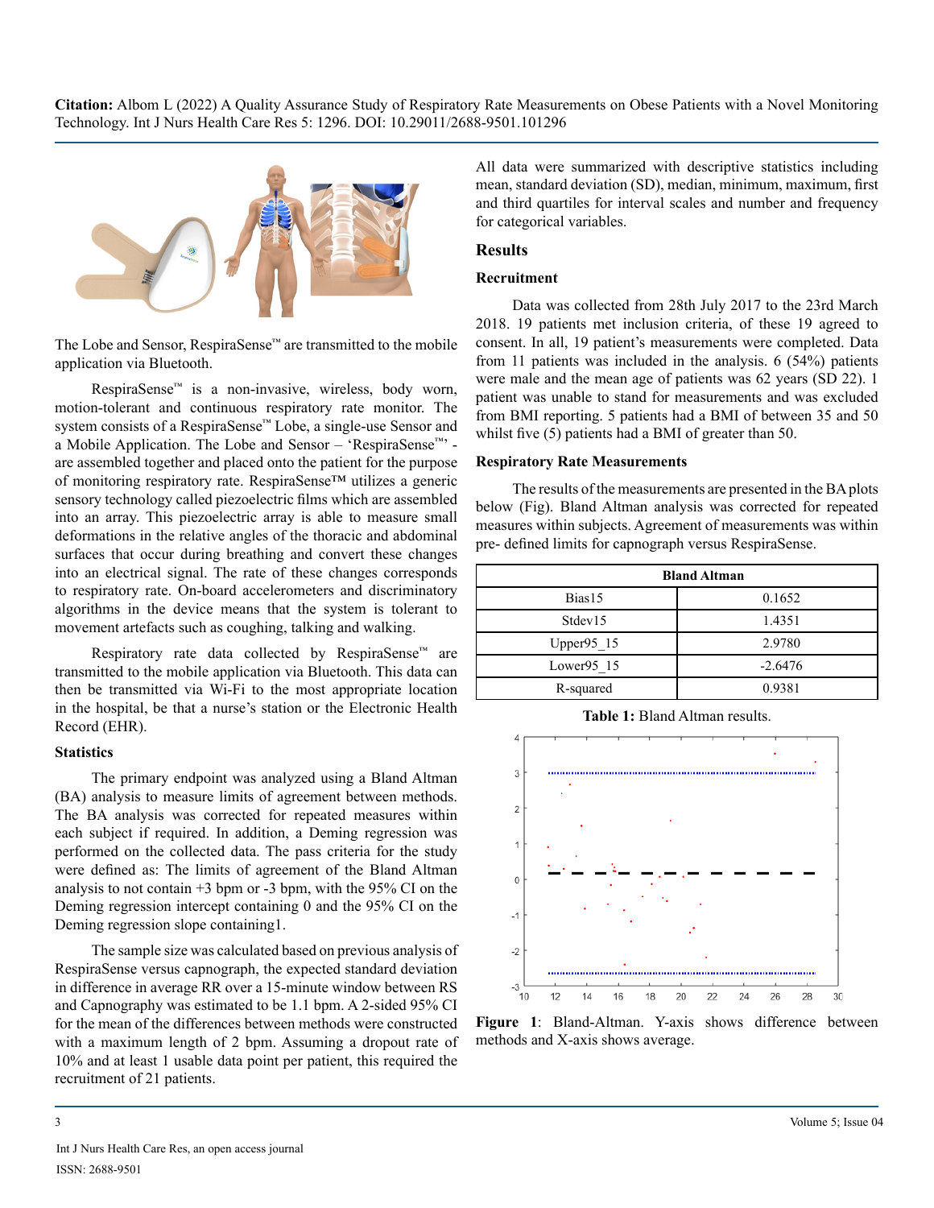The Lobe and Sensor, RespiraSense™ are transmitted to the mobile application via Bluetooth.

RespiraSense™ is a non-invasive, wireless, body worn, motion-tolerant and continuous respiratory rate monitor. The system consists of a RespiraSense™ Lobe, a single-use Sensor and a Mobile Application. The Lobe and Sensor – 'RespiraSense™' - are assembled together and placed onto the patient for the purpose of monitoring respiratory rate. RespiraSense™ utilizes a generic sensory technology called piezoelectric films which are assembled into an array. This piezoelectric array is able to measure small deformations in the relative angles of the thoracic and abdominal surfaces that occur during breathing and convert these changes into an electrical signal. The rate of these changes corresponds to respiratory rate. On-board accelerometers and discriminatory algorithms in the device means that the system is tolerant to movement artefacts such as coughing, talking and walking.

Respiratory rate data collected by RespiraSense™ are transmitted to the mobile application via Bluetooth. This data can then be transmitted via Wi-Fi to the most appropriate location in the hospital, be that a nurse's station or the Electronic Health Record (EHR).

### Statistics

The primary endpoint was analyzed using a Bland Altman (BA) analysis to measure limits of agreement between methods. The BA analysis was corrected for repeated measures within each subject if required. In addition, a Deming regression was performed on the collected data. The pass criteria for the study were defined as: The limits of agreement of the Bland Altman analysis to not contain +3 bpm or -3 bpm, with the 95% CI on the Deming regression intercept containing 0 and the 95% CI on the Deming regression slope containing1.

The sample size was calculated based on previous analysis of RespiraSense versus capnograph, the expected standard deviation in difference in average RR over a 15-minute window between RS and Capnography was estimated to be 1.1 bpm. A 2-sided 95% CI for the mean of the differences between methods were constructed with a maximum length of 2 bpm. Assuming a dropout rate of 10% and at least 1 usable data point per patient, this required the recruitment of 21 patients.

All data were summarized with descriptive statistics including mean, standard deviation (SD), median, minimum, maximum, first and third quartiles for interval scales and number and frequency for categorical variables.

## Results

### Recruitment

Data was collected from 28th July 2017 to the 23rd March 2018. 19 patients met inclusion criteria, of these 19 agreed to consent. In all, 19 patient's measurements were completed. Data from 11 patients was included in the analysis. 6 (54%) patients were male and the mean age of patients was 62 years (SD 22). 1 patient was unable to stand for measurements and was excluded from BMI reporting. 5 patients had a BMI of between 35 and 50 whilst five (5) patients had a BMI of greater than 50.

### Respiratory Rate Measurements

The results of the measurements are presented in the BA plots below (Fig). Bland Altman analysis was corrected for repeated measures within subjects. Agreement of measurements was within pre- defined limits for capnograph versus RespiraSense.

| Bland Altman | |
|---|---|
| Bias15 | 0.1652 |
| Stdev15 | 1.4351 |
| Upper95_15 | 2.9780 |
| Lower95_15 | -2.6476 |
| R-squared | 0.9381 |

**Table 1:** Bland Altman results.

**Figure 1**: Bland-Altman. Y-axis shows difference between methods and X-axis shows average.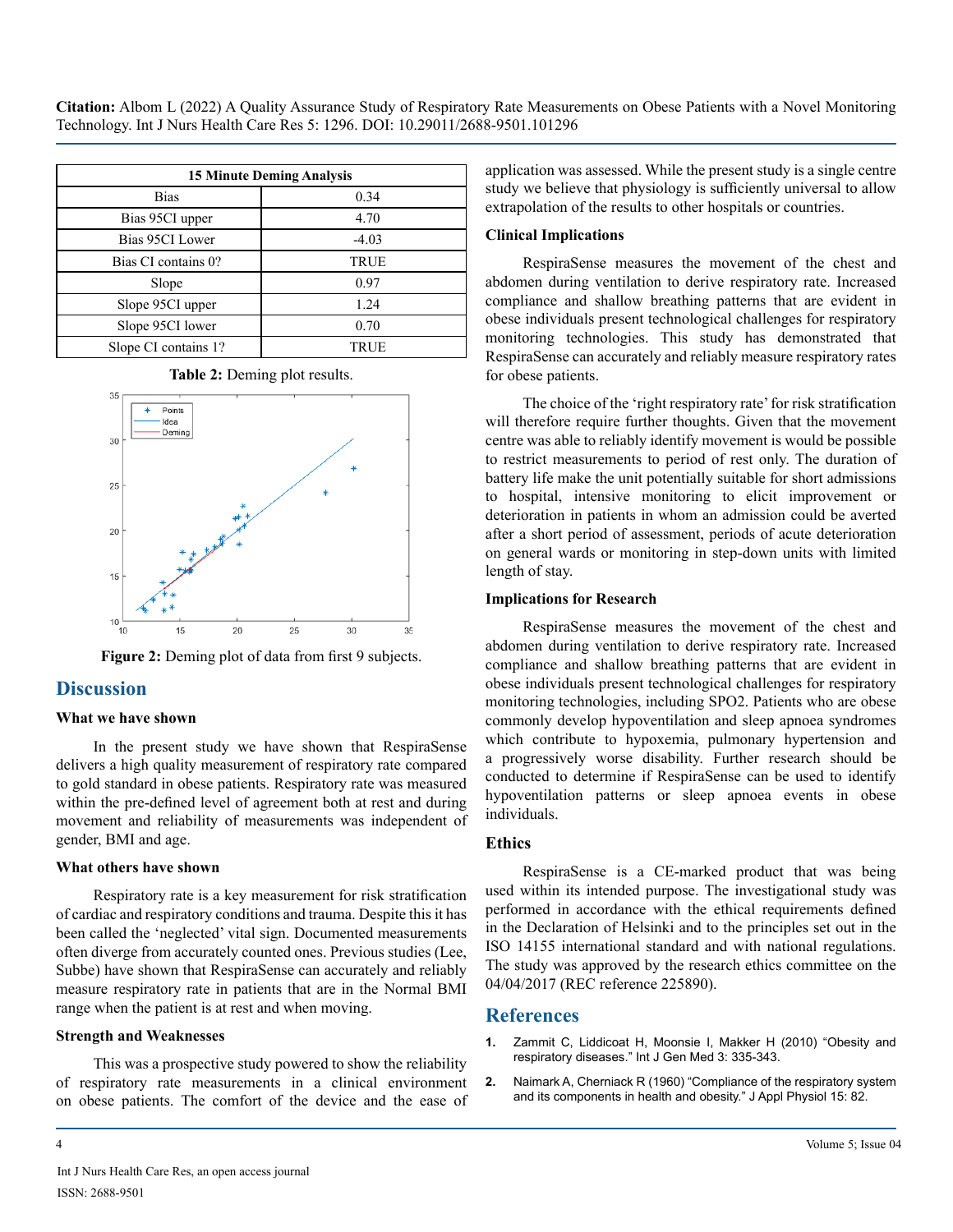| 15 Minute Deming Analysis | |
|---|---|
| Bias | 0.34 |
| Bias 95CI upper | 4.70 |
| Bias 95CI Lower | -4.03 |
| Bias CI contains 0? | TRUE |
| Slope | 0.97 |
| Slope 95CI upper | 1.24 |
| Slope 95CI lower | 0.70 |
| Slope CI contains 1? | TRUE |

**Table 2:** Deming plot results.

**Figure 2:** Deming plot of data from first 9 subjects.

## Discussion

### What we have shown

In the present study we have shown that RespiraSense delivers a high quality measurement of respiratory rate compared to gold standard in obese patients. Respiratory rate was measured within the pre-defined level of agreement both at rest and during movement and reliability of measurements was independent of gender, BMI and age.

### What others have shown

Respiratory rate is a key measurement for risk stratification of cardiac and respiratory conditions and trauma. Despite this it has been called the 'neglected' vital sign. Documented measurements often diverge from accurately counted ones. Previous studies (Lee, Subbe) have shown that RespiraSense can accurately and reliably measure respiratory rate in patients that are in the Normal BMI range when the patient is at rest and when moving.

### Strength and Weaknesses

This was a prospective study powered to show the reliability of respiratory rate measurements in a clinical environment on obese patients. The comfort of the device and the ease of application was assessed. While the present study is a single centre study we believe that physiology is sufficiently universal to allow extrapolation of the results to other hospitals or countries.

### Clinical Implications

RespiraSense measures the movement of the chest and abdomen during ventilation to derive respiratory rate. Increased compliance and shallow breathing patterns that are evident in obese individuals present technological challenges for respiratory monitoring technologies. This study has demonstrated that RespiraSense can accurately and reliably measure respiratory rates for obese patients.

The choice of the 'right respiratory rate' for risk stratification will therefore require further thoughts. Given that the movement centre was able to reliably identify movement is would be possible to restrict measurements to period of rest only. The duration of battery life make the unit potentially suitable for short admissions to hospital, intensive monitoring to elicit improvement or deterioration in patients in whom an admission could be averted after a short period of assessment, periods of acute deterioration on general wards or monitoring in step-down units with limited length of stay.

### Implications for Research

RespiraSense measures the movement of the chest and abdomen during ventilation to derive respiratory rate. Increased compliance and shallow breathing patterns that are evident in obese individuals present technological challenges for respiratory monitoring technologies, including SPO2. Patients who are obese commonly develop hypoventilation and sleep apnoea syndromes which contribute to hypoxemia, pulmonary hypertension and a progressively worse disability. Further research should be conducted to determine if RespiraSense can be used to identify hypoventilation patterns or sleep apnoea events in obese individuals.

## Ethics

RespiraSense is a CE-marked product that was being used within its intended purpose. The investigational study was performed in accordance with the ethical requirements defined in the Declaration of Helsinki and to the principles set out in the ISO 14155 international standard and with national regulations. The study was approved by the research ethics committee on the 04/04/2017 (REC reference 225890).

## References

1. Zammit C, Liddicoat H, Moonsie I, Makker H (2010) "Obesity and respiratory diseases." Int J Gen Med 3: 335-343.
2. Naimark A, Cherniack R (1960) "Compliance of the respiratory system and its components in health and obesity." J Appl Physiol 15: 82.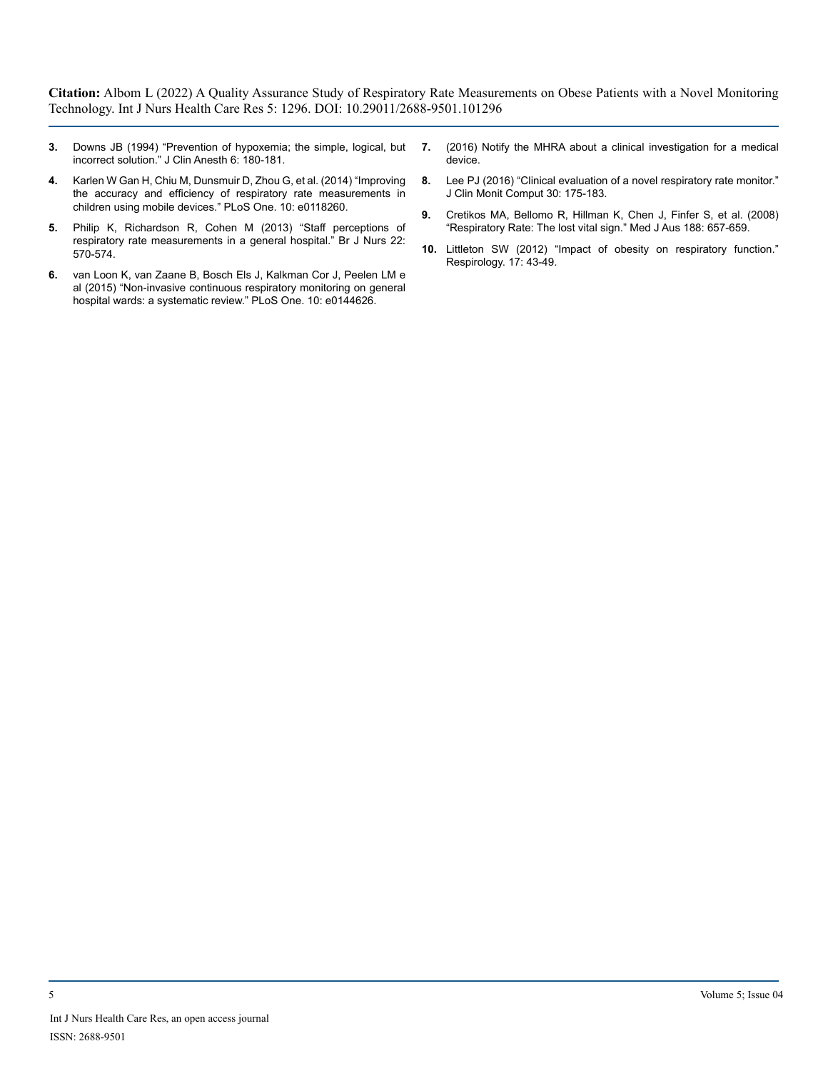3. Downs JB (1994) "Prevention of hypoxemia; the simple, logical, but incorrect solution." J Clin Anesth 6: 180-181.

4. Karlen W Gan H, Chiu M, Dunsmuir D, Zhou G, et al. (2014) "Improving the accuracy and efficiency of respiratory rate measurements in children using mobile devices." PLoS One. 10: e0118260.

5. Philip K, Richardson R, Cohen M (2013) "Staff perceptions of respiratory rate measurements in a general hospital." Br J Nurs 22: 570-574.

6. van Loon K, van Zaane B, Bosch Els J, Kalkman Cor J, Peelen LM e al (2015) "Non-invasive continuous respiratory monitoring on general hospital wards: a systematic review." PLoS One. 10: e0144626.

7. (2016) Notify the MHRA about a clinical investigation for a medical device.

8. Lee PJ (2016) "Clinical evaluation of a novel respiratory rate monitor." J Clin Monit Comput 30: 175-183.

9. Cretikos MA, Bellomo R, Hillman K, Chen J, Finfer S, et al. (2008) "Respiratory Rate: The lost vital sign." Med J Aus 188: 657-659.

10. Littleton SW (2012) "Impact of obesity on respiratory function." Respirology. 17: 43-49.